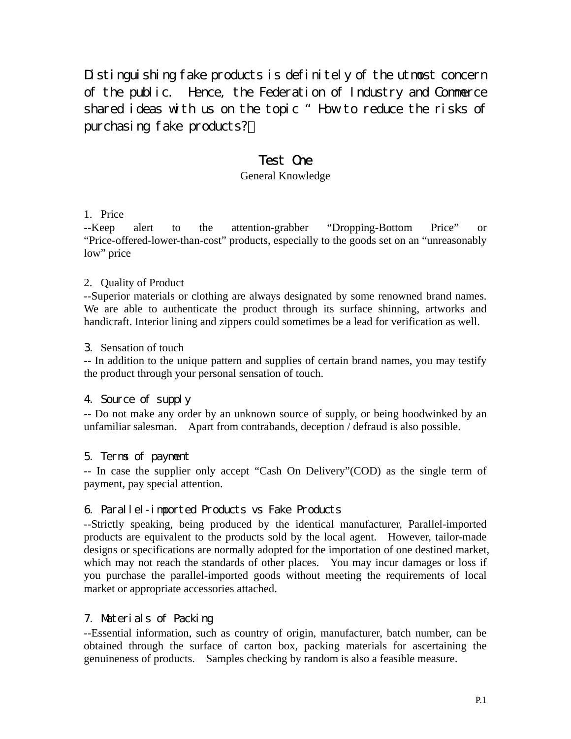Distinguishing fake products is definitely of the utmost concern of the public. Hence, the Federation of Industry and Commerce shared ideas with us on the topic " How to reduce the risks of purchasing fake products?」

## Test One

General Knowledge

1. Price

--Keep alert to the attention-grabber "Dropping-Bottom Price" or "Price-offered-lower-than-cost" products, especially to the goods set on an "unreasonably low" price

2. Quality of Product

--Superior materials or clothing are always designated by some renowned brand names. We are able to authenticate the product through its surface shinning, artworks and handicraft. Interior lining and zippers could sometimes be a lead for verification as well.

3. Sensation of touch

-- In addition to the unique pattern and supplies of certain brand names, you may testify the product through your personal sensation of touch.

4. Source of supply

-- Do not make any order by an unknown source of supply, or being hoodwinked by an unfamiliar salesman. Apart from contrabands, deception / defraud is also possible.

5. Terms of payment

-- In case the supplier only accept "Cash On Delivery"(COD) as the single term of payment, pay special attention.

6. Parallel-imported Products vs Fake Products

--Strictly speaking, being produced by the identical manufacturer, Parallel-imported products are equivalent to the products sold by the local agent. However, tailor-made designs or specifications are normally adopted for the importation of one destined market, which may not reach the standards of other places. You may incur damages or loss if you purchase the parallel-imported goods without meeting the requirements of local market or appropriate accessories attached.

7. Materials of Packing

--Essential information, such as country of origin, manufacturer, batch number, can be obtained through the surface of carton box, packing materials for ascertaining the genuineness of products. Samples checking by random is also a feasible measure.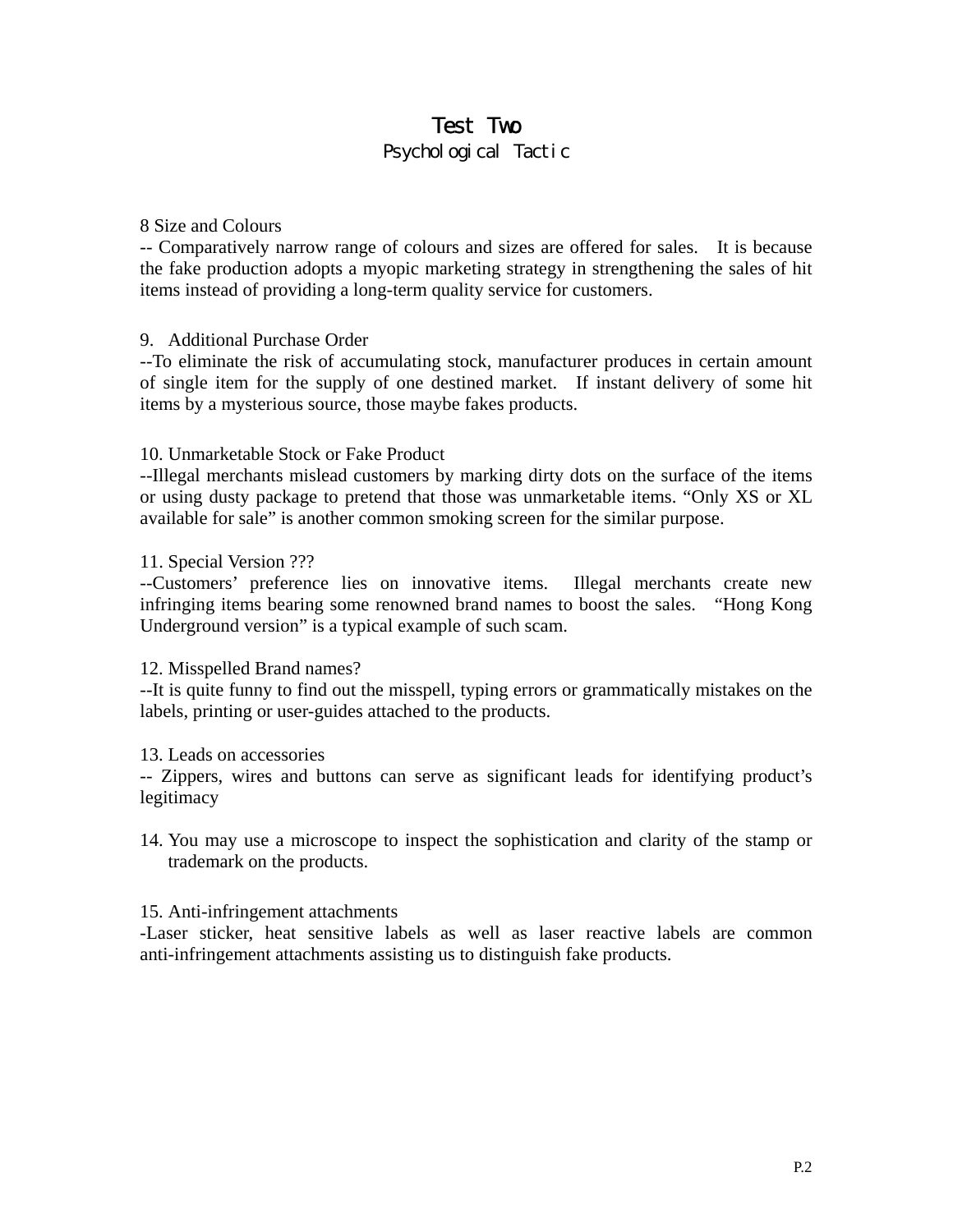# Test Two

## Psychological Tactic

8 Size and Colours

-- Comparatively narrow range of colours and sizes are offered for sales. It is because the fake production adopts a myopic marketing strategy in strengthening the sales of hit items instead of providing a long-term quality service for customers.

9. Additional Purchase Order

--To eliminate the risk of accumulating stock, manufacturer produces in certain amount of single item for the supply of one destined market. If instant delivery of some hit items by a mysterious source, those maybe fakes products.

10. Unmarketable Stock or Fake Product

--Illegal merchants mislead customers by marking dirty dots on the surface of the items or using dusty package to pretend that those was unmarketable items. "Only XS or XL available for sale" is another common smoking screen for the similar purpose.

11. Special Version ???

--Customers' preference lies on innovative items. Illegal merchants create new infringing items bearing some renowned brand names to boost the sales. "Hong Kong Underground version" is a typical example of such scam.

12. Misspelled Brand names?

--It is quite funny to find out the misspell, typing errors or grammatically mistakes on the labels, printing or user-guides attached to the products.

13. Leads on accessories

-- Zippers, wires and buttons can serve as significant leads for identifying product's legitimacy

14. You may use a microscope to inspect the sophistication and clarity of the stamp or trademark on the products.

15. Anti-infringement attachments

-Laser sticker, heat sensitive labels as well as laser reactive labels are common anti-infringement attachments assisting us to distinguish fake products.